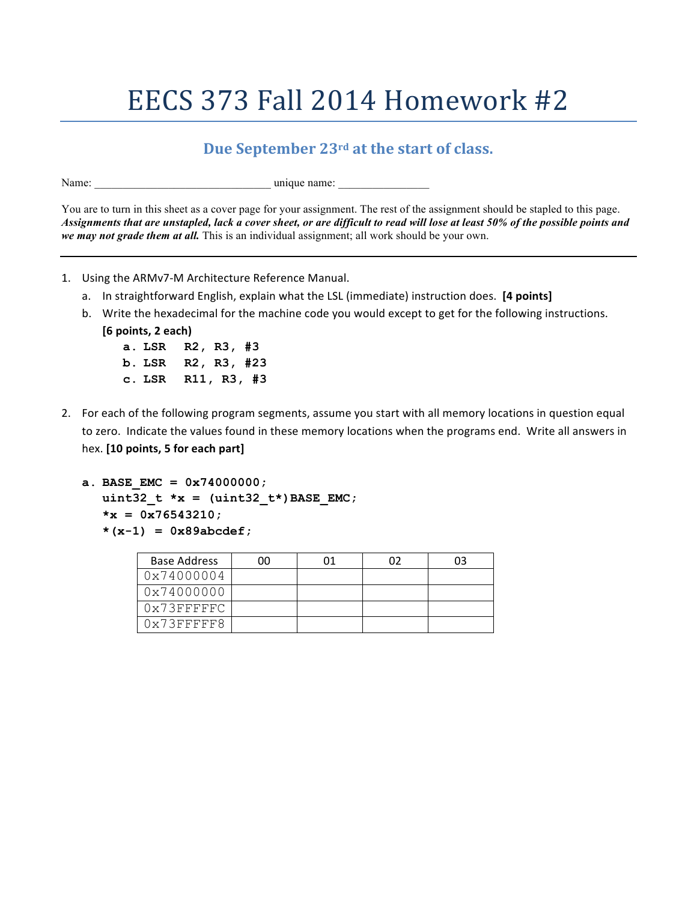# EECS 373 Fall 2014 Homework #2

### Due September 23rd at the start of class.

Name: ______________________________ unique name: _______________

You are to turn in this sheet as a cover page for your assignment. The rest of the assignment should be stapled to this page. ***Assignments that are unstapled, lack a cover sheet, or are difficult to read will lose at least 50% of the possible points and we may not grade them at all.*** This is an individual assignment; all work should be your own.

---

1. Using the ARMv7-M Architecture Reference Manual.
   a. In straightforward English, explain what the LSL (immediate) instruction does. **[4 points]**
   b. Write the hexadecimal for the machine code you would except to get for the following instructions. **[6 points, 2 each)**

      ```
      a. LSR   R2, R3, #3
      b. LSR   R2, R3, #23
      c. LSR   R11, R3, #3
      ```

2. For each of the following program segments, assume you start with all memory locations in question equal to zero. Indicate the values found in these memory locations when the programs end. Write all answers in hex. **[10 points, 5 for each part]**

   ```
   a. BASE_EMC = 0x74000000;
      uint32_t *x = (uint32_t*)BASE_EMC;
      *x = 0x76543210;
      *(x-1) = 0x89abcdef;
   ```

   | Base Address | 00 | 01 | 02 | 03 |
   |---|---|---|---|---|
   | 0x74000004 | | | | |
   | 0x74000000 | | | | |
   | 0x73FFFFFC | | | | |
   | 0x73FFFFF8 | | | | |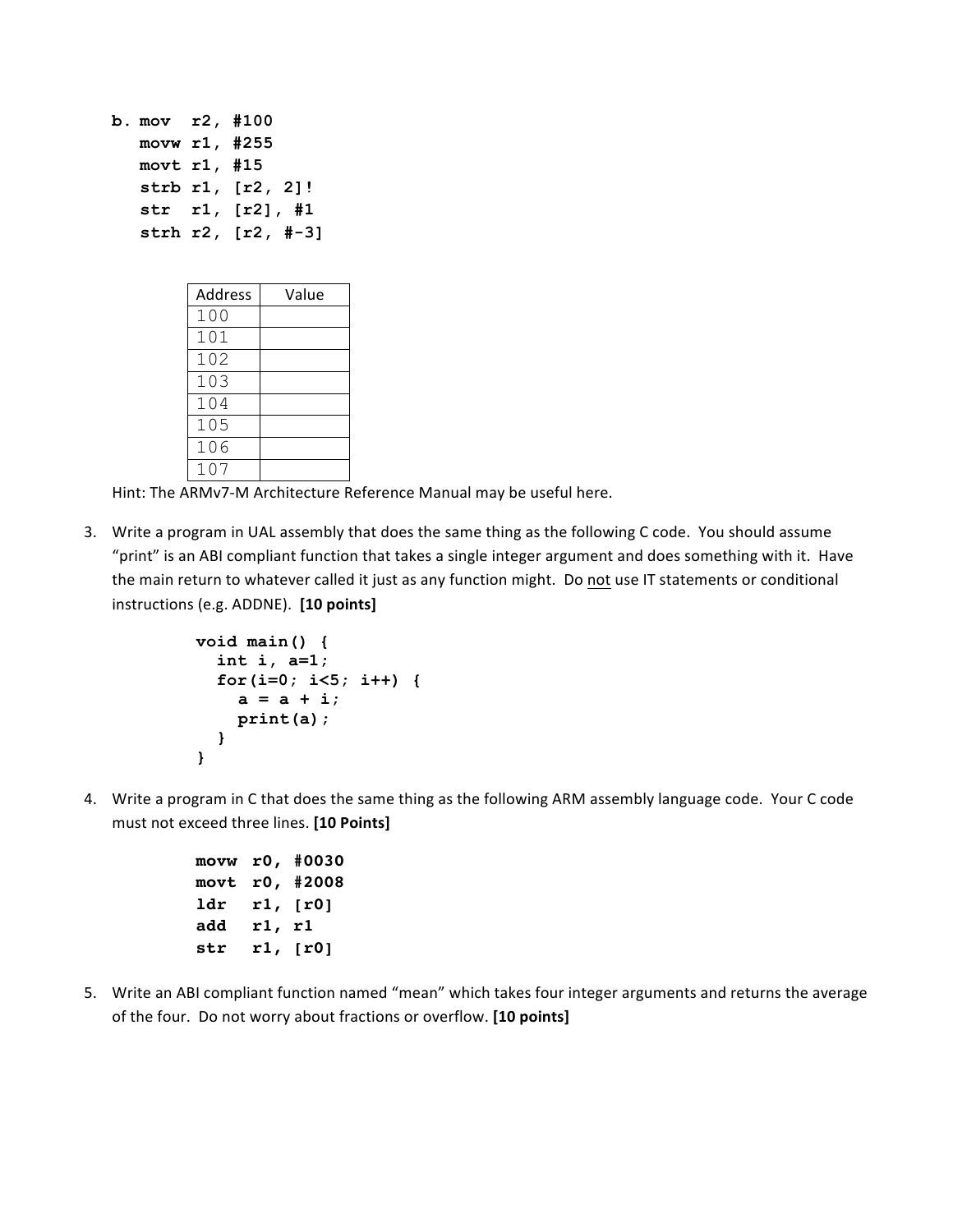```
b. mov  r2, #100
   movw r1, #255
   movt r1, #15
   strb r1, [r2, 2]!
   str  r1, [r2], #1
   strh r2, [r2, #-3]
```

| Address | Value |
|---|---|
| 100 | |
| 101 | |
| 102 | |
| 103 | |
| 104 | |
| 105 | |
| 106 | |
| 107 | |

Hint: The ARMv7-M Architecture Reference Manual may be useful here.

3. Write a program in UAL assembly that does the same thing as the following C code. You should assume "print" is an ABI compliant function that takes a single integer argument and does something with it. Have the main return to whatever called it just as any function might. Do not use IT statements or conditional instructions (e.g. ADDNE). **[10 points]**

```
void main() {
  int i, a=1;
  for(i=0; i<5; i++) {
    a = a + i;
    print(a);
  }
}
```

4. Write a program in C that does the same thing as the following ARM assembly language code. Your C code must not exceed three lines. **[10 Points]**

```
movw r0, #0030
movt r0, #2008
ldr  r1, [r0]
add  r1, r1
str  r1, [r0]
```

5. Write an ABI compliant function named "mean" which takes four integer arguments and returns the average of the four. Do not worry about fractions or overflow. **[10 points]**